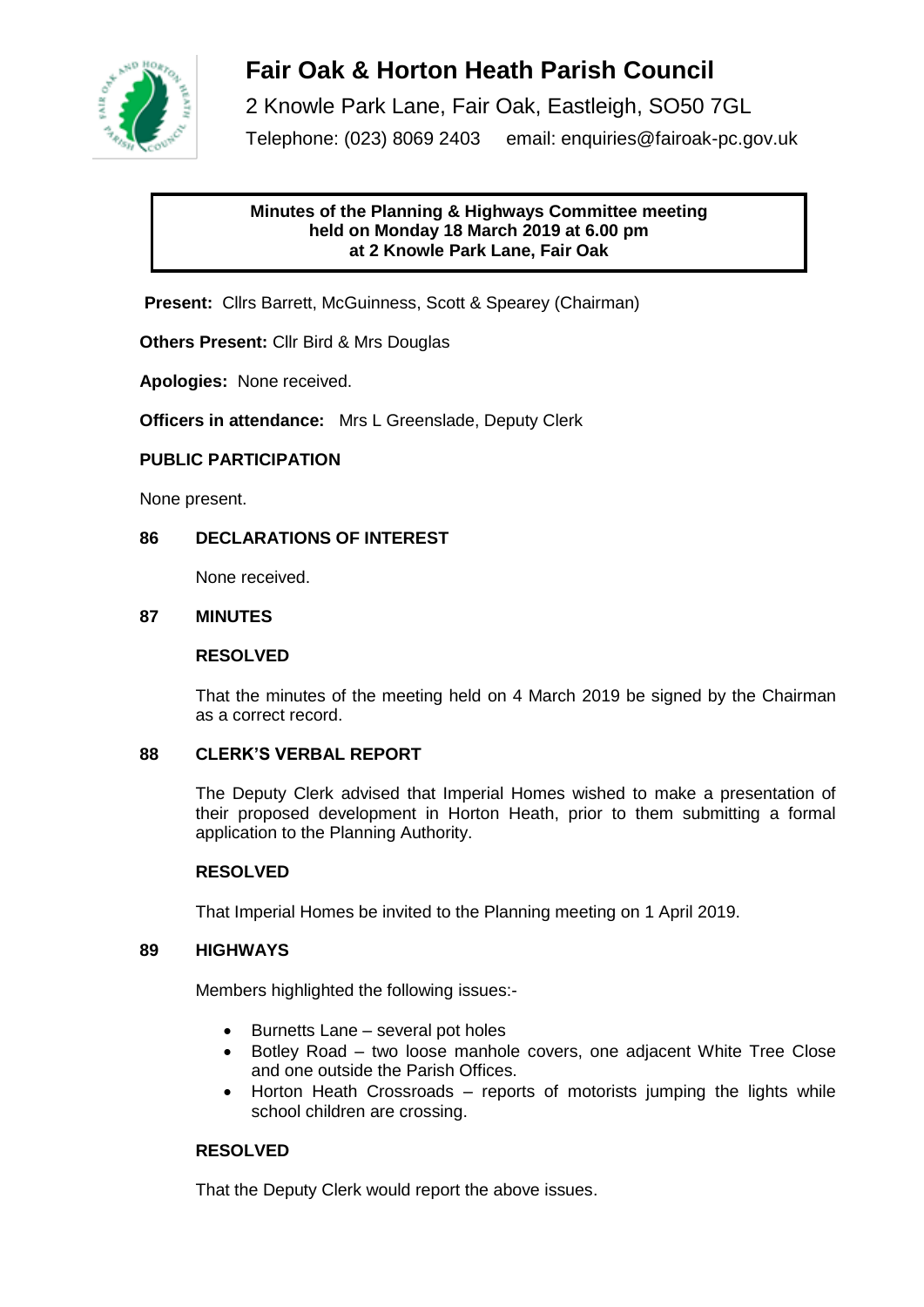# Fair Oak & Horton Heath Parish Council

2 Knowle Park Lane, Fair Oak, Eastleigh, SO50 7GL

Telephone: (023) 8069 2403 email: enquiries@fairoak-pc.gov.uk

**Minutes of the Planning & Highways Committee meeting held on Monday 18 March 2019 at 6.00 pm at 2 Knowle Park Lane, Fair Oak**

**Present:** Cllrs Barrett, McGuinness, Scott & Spearey (Chairman)

**Others Present:** Cllr Bird & Mrs Douglas

**Apologies:** None received.

**Officers in attendance:** Mrs L Greenslade, Deputy Clerk

**PUBLIC PARTICIPATION**

None present.

**86 DECLARATIONS OF INTEREST**

None received.

**87 MINUTES**

**RESOLVED**

That the minutes of the meeting held on 4 March 2019 be signed by the Chairman as a correct record.

**88 CLERK'S VERBAL REPORT**

The Deputy Clerk advised that Imperial Homes wished to make a presentation of their proposed development in Horton Heath, prior to them submitting a formal application to the Planning Authority.

**RESOLVED**

That Imperial Homes be invited to the Planning meeting on 1 April 2019.

**89 HIGHWAYS**

Members highlighted the following issues:-

- Burnetts Lane – several pot holes
- Botley Road – two loose manhole covers, one adjacent White Tree Close and one outside the Parish Offices.
- Horton Heath Crossroads – reports of motorists jumping the lights while school children are crossing.

**RESOLVED**

That the Deputy Clerk would report the above issues.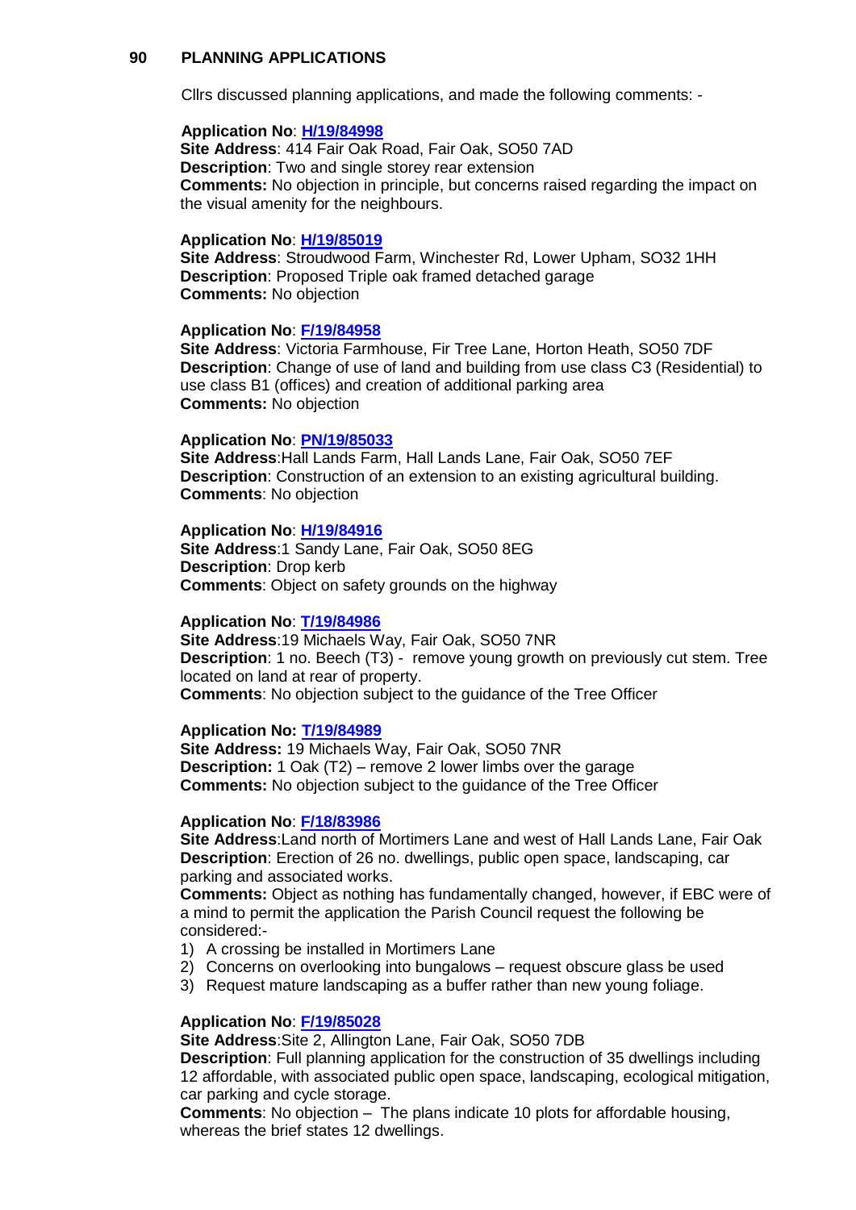## 90 PLANNING APPLICATIONS

Cllrs discussed planning applications, and made the following comments: -

**Application No**: **H/19/84998**
**Site Address**: 414 Fair Oak Road, Fair Oak, SO50 7AD
**Description**: Two and single storey rear extension
**Comments:** No objection in principle, but concerns raised regarding the impact on the visual amenity for the neighbours.

**Application No**: **H/19/85019**
**Site Address**: Stroudwood Farm, Winchester Rd, Lower Upham, SO32 1HH
**Description**: Proposed Triple oak framed detached garage
**Comments:** No objection

**Application No**: **F/19/84958**
**Site Address**: Victoria Farmhouse, Fir Tree Lane, Horton Heath, SO50 7DF
**Description**: Change of use of land and building from use class C3 (Residential) to use class B1 (offices) and creation of additional parking area
**Comments:** No objection

**Application No**: **PN/19/85033**
**Site Address**:Hall Lands Farm, Hall Lands Lane, Fair Oak, SO50 7EF
**Description**: Construction of an extension to an existing agricultural building.
**Comments**: No objection

**Application No**: **H/19/84916**
**Site Address**:1 Sandy Lane, Fair Oak, SO50 8EG
**Description**: Drop kerb
**Comments**: Object on safety grounds on the highway

**Application No**: **T/19/84986**
**Site Address**:19 Michaels Way, Fair Oak, SO50 7NR
**Description**: 1 no. Beech (T3) - remove young growth on previously cut stem. Tree located on land at rear of property.
**Comments**: No objection subject to the guidance of the Tree Officer

**Application No: T/19/84989**
**Site Address:** 19 Michaels Way, Fair Oak, SO50 7NR
**Description:** 1 Oak (T2) – remove 2 lower limbs over the garage
**Comments:** No objection subject to the guidance of the Tree Officer

**Application No**: **F/18/83986**
**Site Address**:Land north of Mortimers Lane and west of Hall Lands Lane, Fair Oak
**Description**: Erection of 26 no. dwellings, public open space, landscaping, car parking and associated works.
**Comments:** Object as nothing has fundamentally changed, however, if EBC were of a mind to permit the application the Parish Council request the following be considered:-

1) A crossing be installed in Mortimers Lane
2) Concerns on overlooking into bungalows – request obscure glass be used
3) Request mature landscaping as a buffer rather than new young foliage.

**Application No**: **F/19/85028**
**Site Address**:Site 2, Allington Lane, Fair Oak, SO50 7DB
**Description**: Full planning application for the construction of 35 dwellings including 12 affordable, with associated public open space, landscaping, ecological mitigation, car parking and cycle storage.
**Comments**: No objection – The plans indicate 10 plots for affordable housing, whereas the brief states 12 dwellings.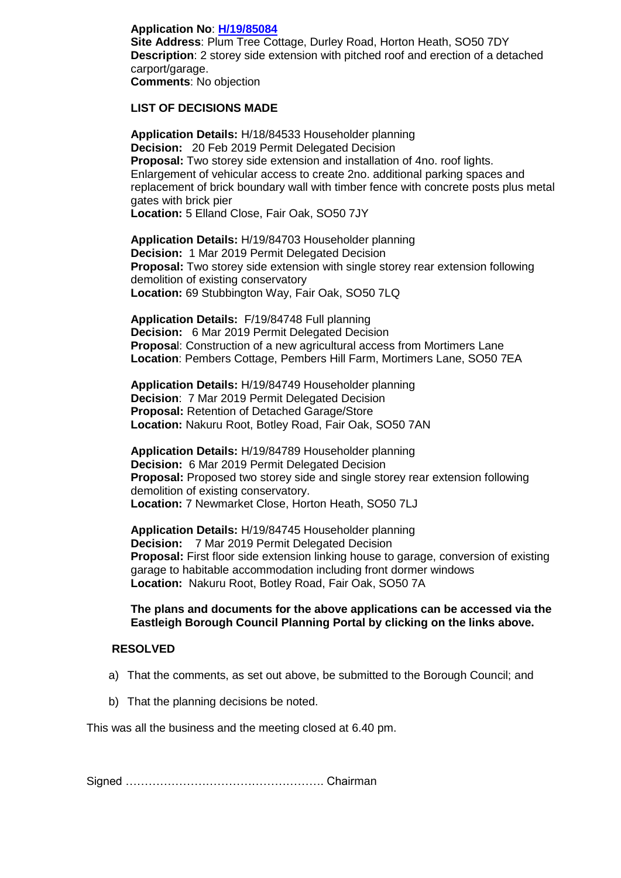**Application No**: [H/19/85084]()
**Site Address**: Plum Tree Cottage, Durley Road, Horton Heath, SO50 7DY
**Description**: 2 storey side extension with pitched roof and erection of a detached carport/garage.
**Comments**: No objection

**LIST OF DECISIONS MADE**

**Application Details:** H/18/84533 Householder planning
**Decision:** 20 Feb 2019 Permit Delegated Decision
**Proposal:** Two storey side extension and installation of 4no. roof lights. Enlargement of vehicular access to create 2no. additional parking spaces and replacement of brick boundary wall with timber fence with concrete posts plus metal gates with brick pier
**Location:** 5 Elland Close, Fair Oak, SO50 7JY

**Application Details:** H/19/84703 Householder planning
**Decision:** 1 Mar 2019 Permit Delegated Decision
**Proposal:** Two storey side extension with single storey rear extension following demolition of existing conservatory
**Location:** 69 Stubbington Way, Fair Oak, SO50 7LQ

**Application Details:** F/19/84748 Full planning
**Decision:** 6 Mar 2019 Permit Delegated Decision
**Proposa**l: Construction of a new agricultural access from Mortimers Lane
**Location**: Pembers Cottage, Pembers Hill Farm, Mortimers Lane, SO50 7EA

**Application Details:** H/19/84749 Householder planning
**Decision**: 7 Mar 2019 Permit Delegated Decision
**Proposal:** Retention of Detached Garage/Store
**Location:** Nakuru Root, Botley Road, Fair Oak, SO50 7AN

**Application Details:** H/19/84789 Householder planning
**Decision:** 6 Mar 2019 Permit Delegated Decision
**Proposal:** Proposed two storey side and single storey rear extension following demolition of existing conservatory.
**Location:** 7 Newmarket Close, Horton Heath, SO50 7LJ

**Application Details:** H/19/84745 Householder planning
**Decision:** 7 Mar 2019 Permit Delegated Decision
**Proposal:** First floor side extension linking house to garage, conversion of existing garage to habitable accommodation including front dormer windows
**Location:** Nakuru Root, Botley Road, Fair Oak, SO50 7A

**The plans and documents for the above applications can be accessed via the Eastleigh Borough Council Planning Portal by clicking on the links above.**

**RESOLVED**

a) That the comments, as set out above, be submitted to the Borough Council; and

b) That the planning decisions be noted.

This was all the business and the meeting closed at 6.40 pm.

Signed ……………………………………………. Chairman